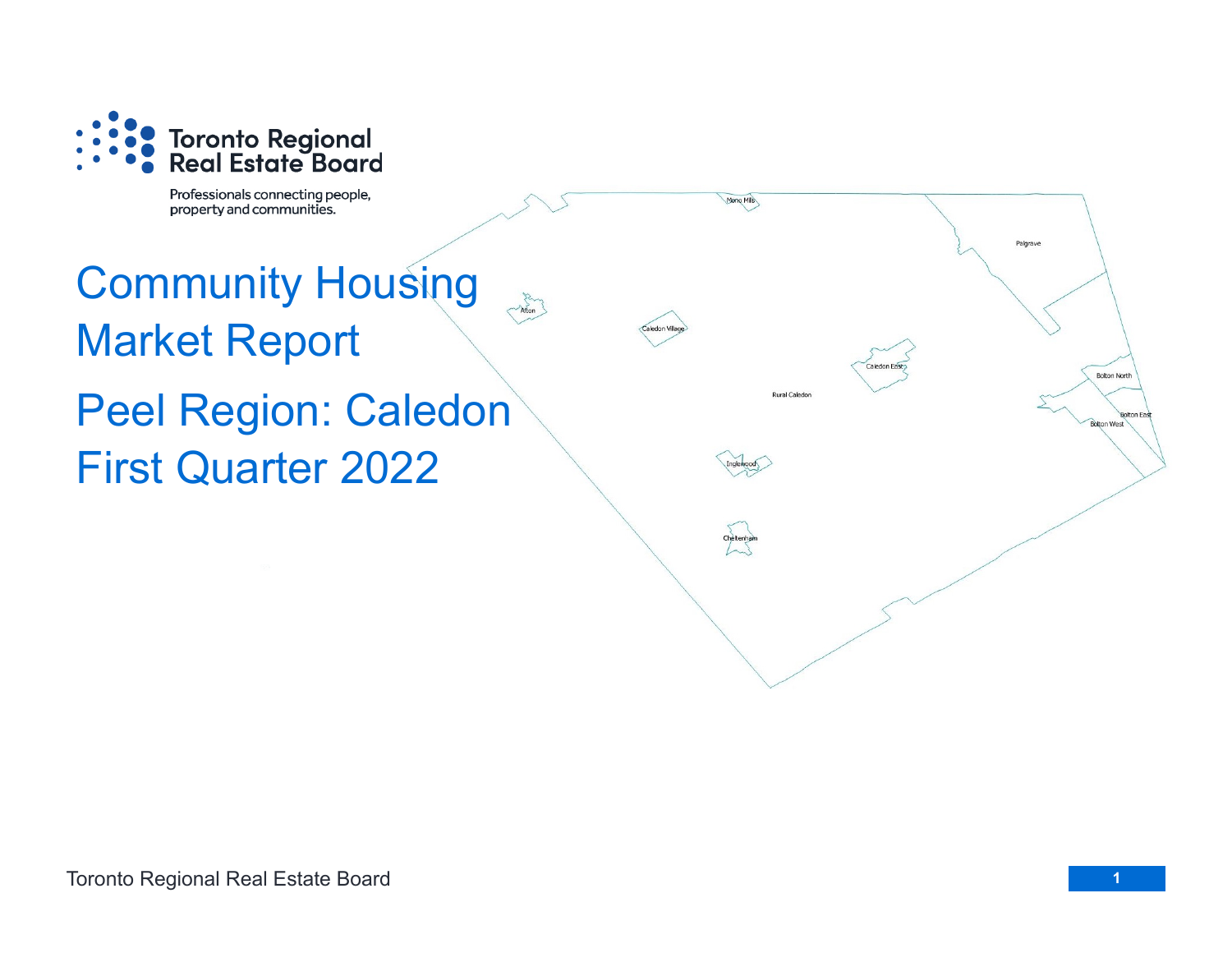Toronto Regional Real Estate Board

Professionals connecting people, property and communities.

# Community Housing Market Report

# Peel Region: Caledon First Quarter 2022

Mono Mills
Palgrave
Alton
Caledon Village
Caledon East
Rural Caledon
Bolton North
Bolton East
Bolton West
Inglewood
Cheltenham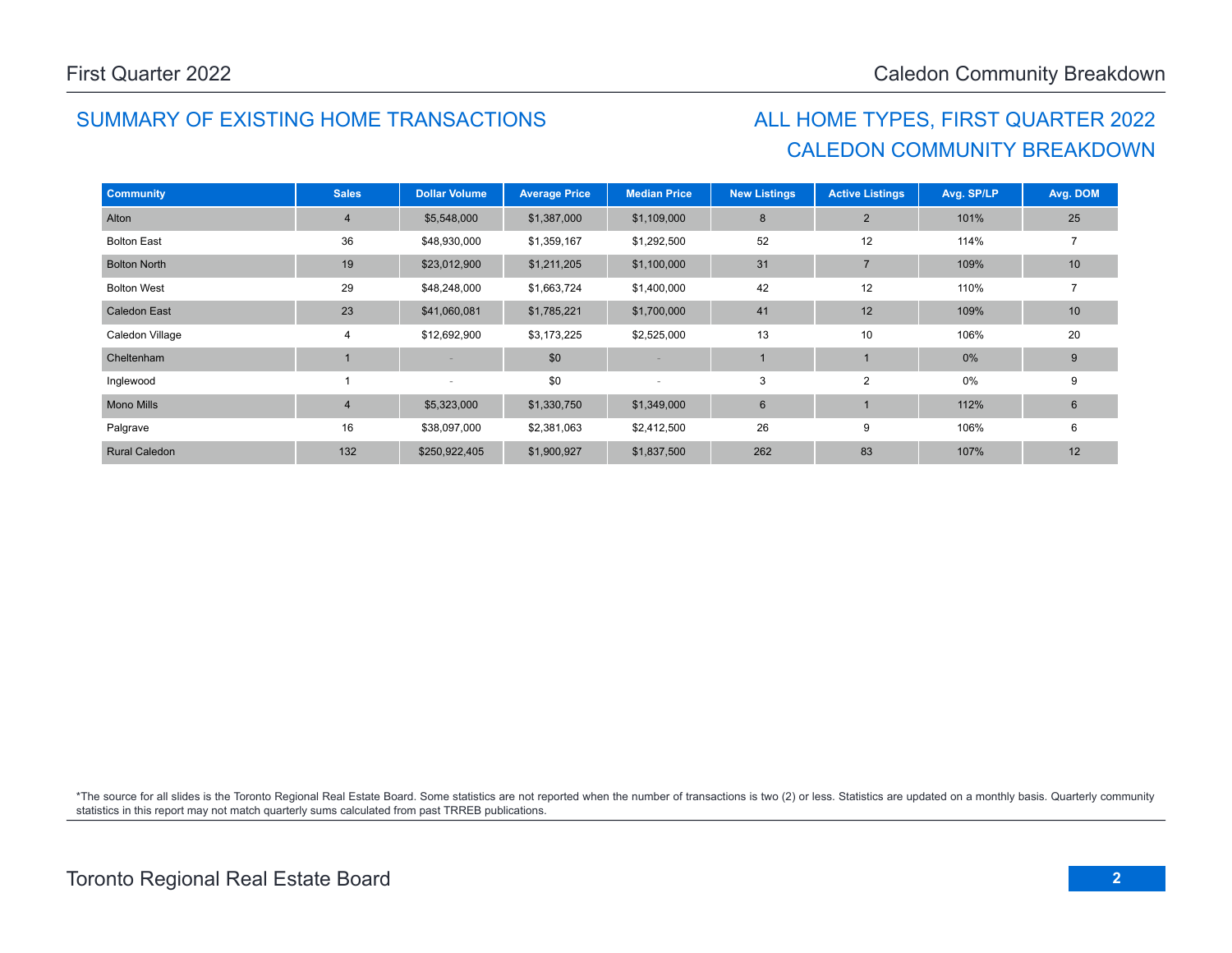## SUMMARY OF EXISTING HOME TRANSACTIONS

## ALL HOME TYPES, FIRST QUARTER 2022
## CALEDON COMMUNITY BREAKDOWN

| Community | Sales | Dollar Volume | Average Price | Median Price | New Listings | Active Listings | Avg. SP/LP | Avg. DOM |
|---|---|---|---|---|---|---|---|---|
| Alton | 4 | $5,548,000 | $1,387,000 | $1,109,000 | 8 | 2 | 101% | 25 |
| Bolton East | 36 | $48,930,000 | $1,359,167 | $1,292,500 | 52 | 12 | 114% | 7 |
| Bolton North | 19 | $23,012,900 | $1,211,205 | $1,100,000 | 31 | 7 | 109% | 10 |
| Bolton West | 29 | $48,248,000 | $1,663,724 | $1,400,000 | 42 | 12 | 110% | 7 |
| Caledon East | 23 | $41,060,081 | $1,785,221 | $1,700,000 | 41 | 12 | 109% | 10 |
| Caledon Village | 4 | $12,692,900 | $3,173,225 | $2,525,000 | 13 | 10 | 106% | 20 |
| Cheltenham | 1 | - | $0 | - | 1 | 1 | 0% | 9 |
| Inglewood | 1 | - | $0 | - | 3 | 2 | 0% | 9 |
| Mono Mills | 4 | $5,323,000 | $1,330,750 | $1,349,000 | 6 | 1 | 112% | 6 |
| Palgrave | 16 | $38,097,000 | $2,381,063 | $2,412,500 | 26 | 9 | 106% | 6 |
| Rural Caledon | 132 | $250,922,405 | $1,900,927 | $1,837,500 | 262 | 83 | 107% | 12 |

*The source for all slides is the Toronto Regional Real Estate Board. Some statistics are not reported when the number of transactions is two (2) or less. Statistics are updated on a monthly basis. Quarterly community statistics in this report may not match quarterly sums calculated from past TRREB publications.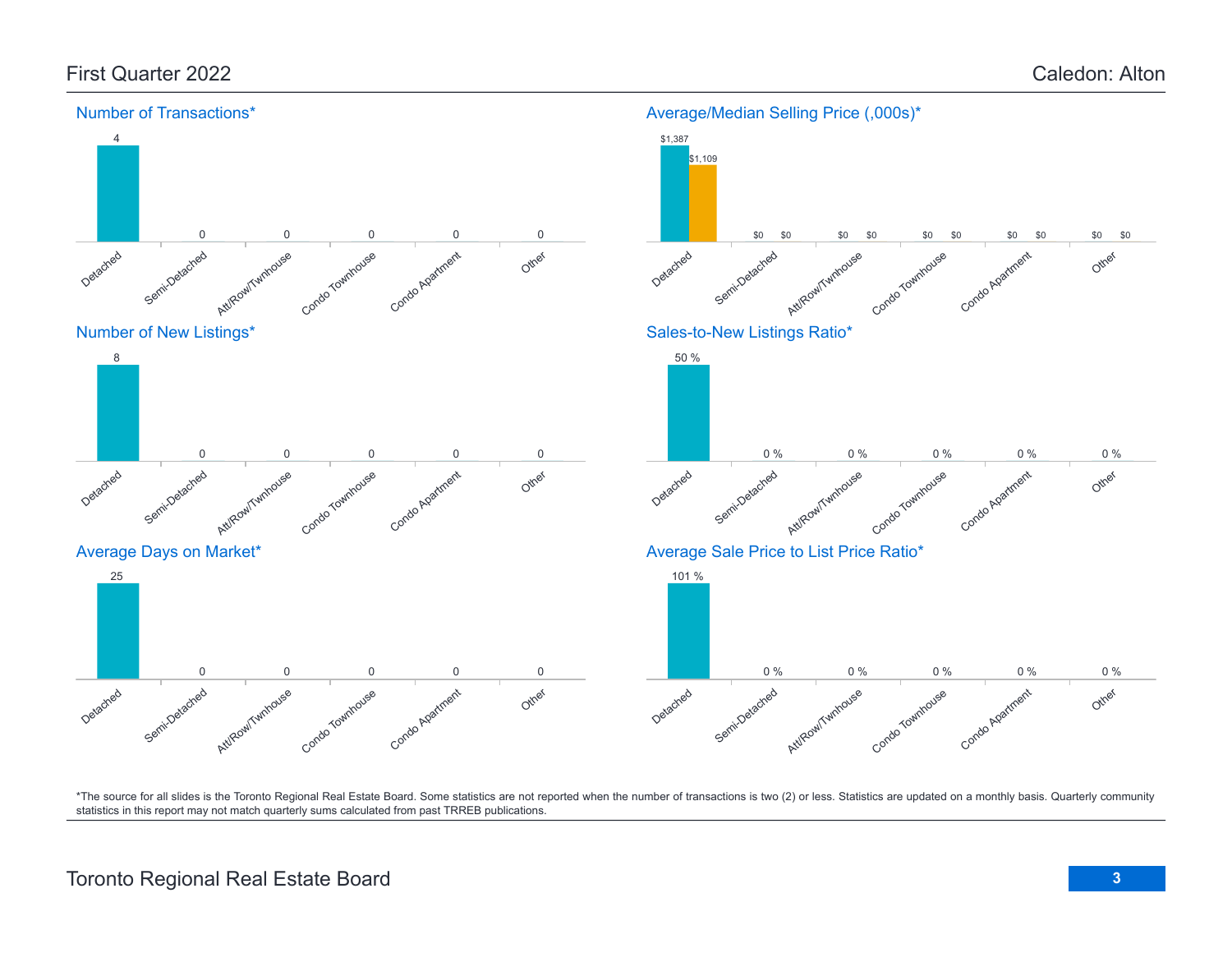# First Quarter 2022 — Caledon: Alton

## Number of Transactions*

| Detached | Semi-Detached | Att/Row/Twnhouse | Condo Townhouse | Condo Apartment | Other |
|---|---|---|---|---|---|
| 4 | 0 | 0 | 0 | 0 | 0 |

## Average/Median Selling Price (,000s)*

| | Detached | Semi-Detached | Att/Row/Twnhouse | Condo Townhouse | Condo Apartment | Other |
|---|---|---|---|---|---|---|
| Average | $1,387 | $0 | $0 | $0 | $0 | $0 |
| Median | $1,109 | $0 | $0 | $0 | $0 | $0 |

## Number of New Listings*

| Detached | Semi-Detached | Att/Row/Twnhouse | Condo Townhouse | Condo Apartment | Other |
|---|---|---|---|---|---|
| 8 | 0 | 0 | 0 | 0 | 0 |

## Sales-to-New Listings Ratio*

| Detached | Semi-Detached | Att/Row/Twnhouse | Condo Townhouse | Condo Apartment | Other |
|---|---|---|---|---|---|
| 50 % | 0 % | 0 % | 0 % | 0 % | 0 % |

## Average Days on Market*

| Detached | Semi-Detached | Att/Row/Twnhouse | Condo Townhouse | Condo Apartment | Other |
|---|---|---|---|---|---|
| 25 | 0 | 0 | 0 | 0 | 0 |

## Average Sale Price to List Price Ratio*

| Detached | Semi-Detached | Att/Row/Twnhouse | Condo Townhouse | Condo Apartment | Other |
|---|---|---|---|---|---|
| 101 % | 0 % | 0 % | 0 % | 0 % | 0 % |

*The source for all slides is the Toronto Regional Real Estate Board. Some statistics are not reported when the number of transactions is two (2) or less. Statistics are updated on a monthly basis. Quarterly community statistics in this report may not match quarterly sums calculated from past TRREB publications.

Toronto Regional Real Estate Board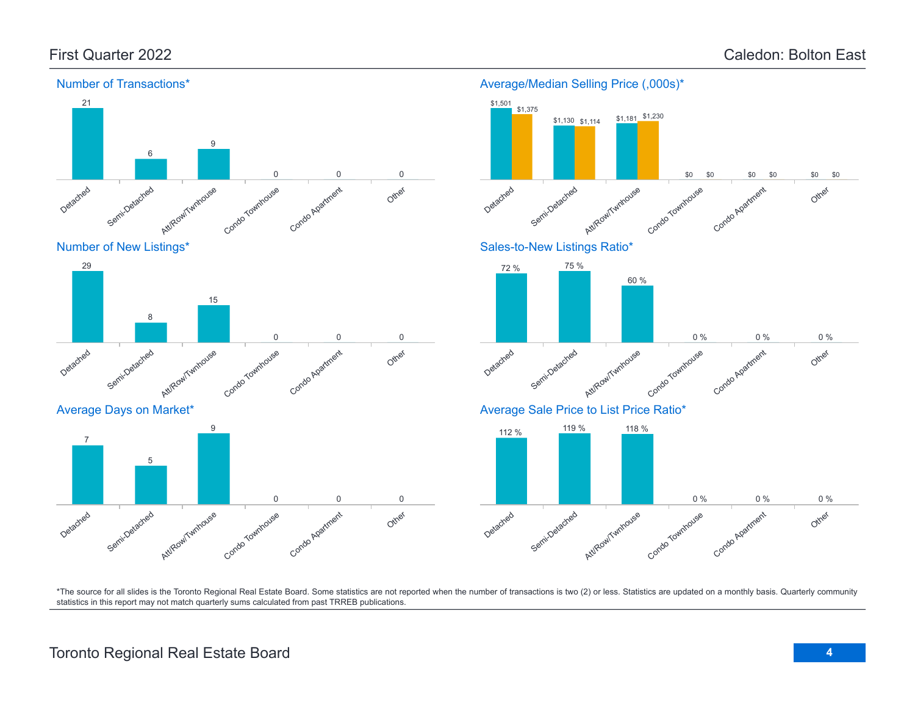# First Quarter 2022 — Caledon: Bolton East

## Number of Transactions*

| Detached | Semi-Detached | Att/Row/Twnhouse | Condo Townhouse | Condo Apartment | Other |
|---|---|---|---|---|---|
| 21 | 6 | 9 | 0 | 0 | 0 |

## Average/Median Selling Price (,000s)*

| | Detached | Semi-Detached | Att/Row/Twnhouse | Condo Townhouse | Condo Apartment | Other |
|---|---|---|---|---|---|---|
| Average | $1,501 | $1,130 | $1,181 | $0 | $0 | $0 |
| Median | $1,375 | $1,114 | $1,230 | $0 | $0 | $0 |

## Number of New Listings*

| Detached | Semi-Detached | Att/Row/Twnhouse | Condo Townhouse | Condo Apartment | Other |
|---|---|---|---|---|---|
| 29 | 8 | 15 | 0 | 0 | 0 |

## Sales-to-New Listings Ratio*

| Detached | Semi-Detached | Att/Row/Twnhouse | Condo Townhouse | Condo Apartment | Other |
|---|---|---|---|---|---|
| 72 % | 75 % | 60 % | 0 % | 0 % | 0 % |

## Average Days on Market*

| Detached | Semi-Detached | Att/Row/Twnhouse | Condo Townhouse | Condo Apartment | Other |
|---|---|---|---|---|---|
| 7 | 5 | 9 | 0 | 0 | 0 |

## Average Sale Price to List Price Ratio*

| Detached | Semi-Detached | Att/Row/Twnhouse | Condo Townhouse | Condo Apartment | Other |
|---|---|---|---|---|---|
| 112 % | 119 % | 118 % | 0 % | 0 % | 0 % |

*The source for all slides is the Toronto Regional Real Estate Board. Some statistics are not reported when the number of transactions is two (2) or less. Statistics are updated on a monthly basis. Quarterly community statistics in this report may not match quarterly sums calculated from past TRREB publications.

Toronto Regional Real Estate Board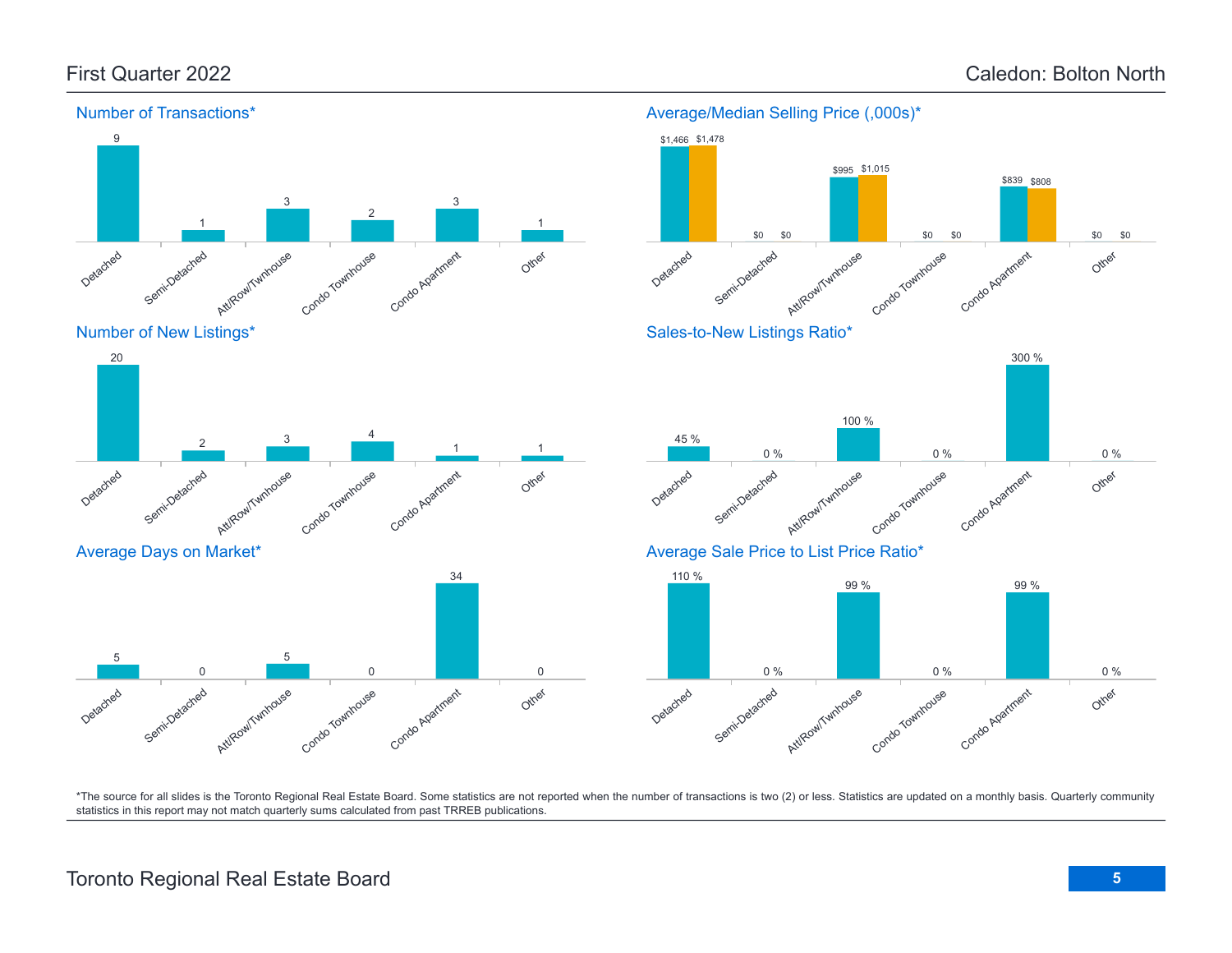First Quarter 2022

Caledon: Bolton North

## Number of Transactions*

| Detached | Semi-Detached | Att/Row/Twnhouse | Condo Townhouse | Condo Apartment | Other |
|---|---|---|---|---|---|
| 9 | 1 | 3 | 2 | 3 | 1 |

## Average/Median Selling Price (,000s)*

| | Detached | Semi-Detached | Att/Row/Twnhouse | Condo Townhouse | Condo Apartment | Other |
|---|---|---|---|---|---|---|
| Average | $1,466 | $0 | $995 | $0 | $839 | $0 |
| Median | $1,478 | $0 | $1,015 | $0 | $808 | $0 |

## Number of New Listings*

| Detached | Semi-Detached | Att/Row/Twnhouse | Condo Townhouse | Condo Apartment | Other |
|---|---|---|---|---|---|
| 20 | 2 | 3 | 4 | 1 | 1 |

## Sales-to-New Listings Ratio*

| Detached | Semi-Detached | Att/Row/Twnhouse | Condo Townhouse | Condo Apartment | Other |
|---|---|---|---|---|---|
| 45 % | 0 % | 100 % | 0 % | 300 % | 0 % |

## Average Days on Market*

| Detached | Semi-Detached | Att/Row/Twnhouse | Condo Townhouse | Condo Apartment | Other |
|---|---|---|---|---|---|
| 5 | 0 | 5 | 0 | 34 | 0 |

## Average Sale Price to List Price Ratio*

| Detached | Semi-Detached | Att/Row/Twnhouse | Condo Townhouse | Condo Apartment | Other |
|---|---|---|---|---|---|
| 110 % | 0 % | 99 % | 0 % | 99 % | 0 % |

*The source for all slides is the Toronto Regional Real Estate Board. Some statistics are not reported when the number of transactions is two (2) or less. Statistics are updated on a monthly basis. Quarterly community statistics in this report may not match quarterly sums calculated from past TRREB publications.

Toronto Regional Real Estate Board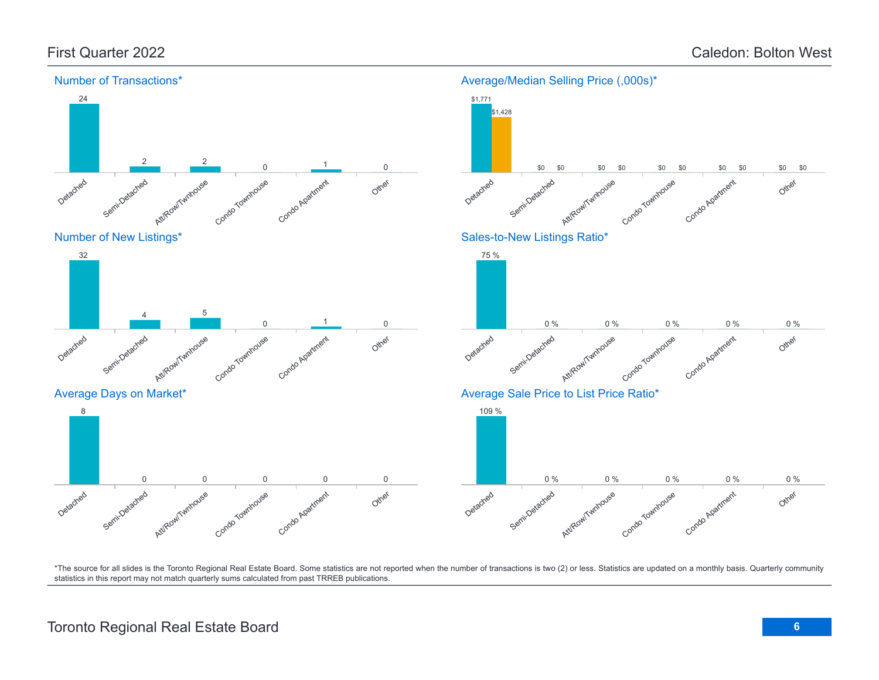## First Quarter 2022

## Caledon: Bolton West

### Number of Transactions*

| Detached | Semi-Detached | Att/Row/Twnhouse | Condo Townhouse | Condo Apartment | Other |
|---|---|---|---|---|---|
| 24 | 2 | 2 | 0 | 1 | 0 |

### Average/Median Selling Price (,000s)*

| | Detached | Semi-Detached | Att/Row/Twnhouse | Condo Townhouse | Condo Apartment | Other |
|---|---|---|---|---|---|---|
| Average | $1,771 | $0 | $0 | $0 | $0 | $0 |
| Median | $1,428 | $0 | $0 | $0 | $0 | $0 |

### Number of New Listings*

| Detached | Semi-Detached | Att/Row/Twnhouse | Condo Townhouse | Condo Apartment | Other |
|---|---|---|---|---|---|
| 32 | 4 | 5 | 0 | 1 | 0 |

### Sales-to-New Listings Ratio*

| Detached | Semi-Detached | Att/Row/Twnhouse | Condo Townhouse | Condo Apartment | Other |
|---|---|---|---|---|---|
| 75 % | 0 % | 0 % | 0 % | 0 % | 0 % |

### Average Days on Market*

| Detached | Semi-Detached | Att/Row/Twnhouse | Condo Townhouse | Condo Apartment | Other |
|---|---|---|---|---|---|
| 8 | 0 | 0 | 0 | 0 | 0 |

### Average Sale Price to List Price Ratio*

| Detached | Semi-Detached | Att/Row/Twnhouse | Condo Townhouse | Condo Apartment | Other |
|---|---|---|---|---|---|
| 109 % | 0 % | 0 % | 0 % | 0 % | 0 % |

*The source for all slides is the Toronto Regional Real Estate Board. Some statistics are not reported when the number of transactions is two (2) or less. Statistics are updated on a monthly basis. Quarterly community statistics in this report may not match quarterly sums calculated from past TRREB publications.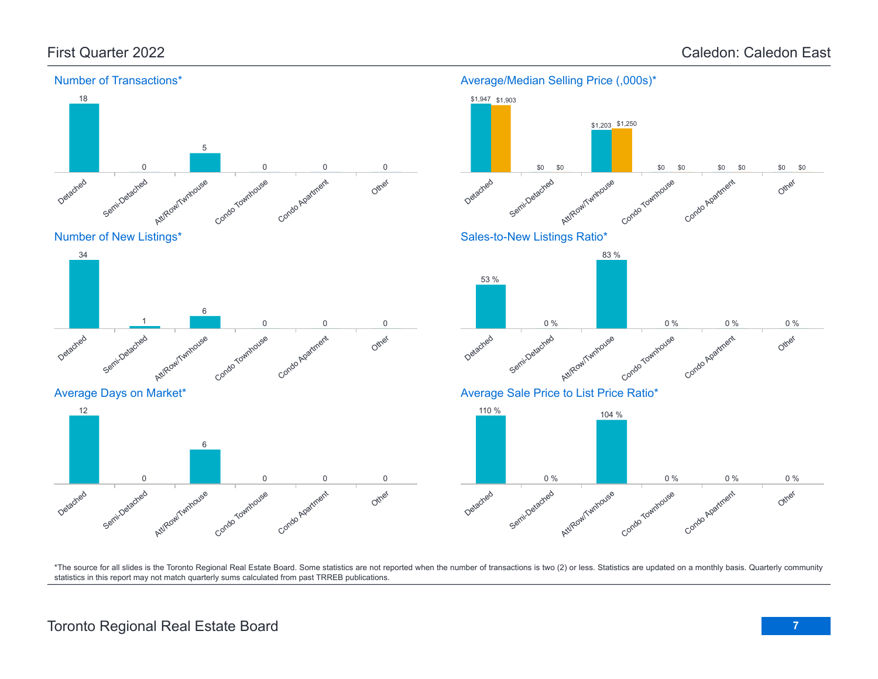## First Quarter 2022

## Caledon: Caledon East

### Number of Transactions*

| Detached | Semi-Detached | Att/Row/Twnhouse | Condo Townhouse | Condo Apartment | Other |
|---|---|---|---|---|---|
| 18 | 0 | 5 | 0 | 0 | 0 |

### Average/Median Selling Price (,000s)*

| | Detached | Semi-Detached | Att/Row/Twnhouse | Condo Townhouse | Condo Apartment | Other |
|---|---|---|---|---|---|---|
| Average | $1,947 | $0 | $1,203 | $0 | $0 | $0 |
| Median | $1,903 | $0 | $1,250 | $0 | $0 | $0 |

### Number of New Listings*

| Detached | Semi-Detached | Att/Row/Twnhouse | Condo Townhouse | Condo Apartment | Other |
|---|---|---|---|---|---|
| 34 | 1 | 6 | 0 | 0 | 0 |

### Sales-to-New Listings Ratio*

| Detached | Semi-Detached | Att/Row/Twnhouse | Condo Townhouse | Condo Apartment | Other |
|---|---|---|---|---|---|
| 53 % | 0 % | 83 % | 0 % | 0 % | 0 % |

### Average Days on Market*

| Detached | Semi-Detached | Att/Row/Twnhouse | Condo Townhouse | Condo Apartment | Other |
|---|---|---|---|---|---|
| 12 | 0 | 6 | 0 | 0 | 0 |

### Average Sale Price to List Price Ratio*

| Detached | Semi-Detached | Att/Row/Twnhouse | Condo Townhouse | Condo Apartment | Other |
|---|---|---|---|---|---|
| 110 % | 0 % | 104 % | 0 % | 0 % | 0 % |

*The source for all slides is the Toronto Regional Real Estate Board. Some statistics are not reported when the number of transactions is two (2) or less. Statistics are updated on a monthly basis. Quarterly community statistics in this report may not match quarterly sums calculated from past TRREB publications.

Toronto Regional Real Estate Board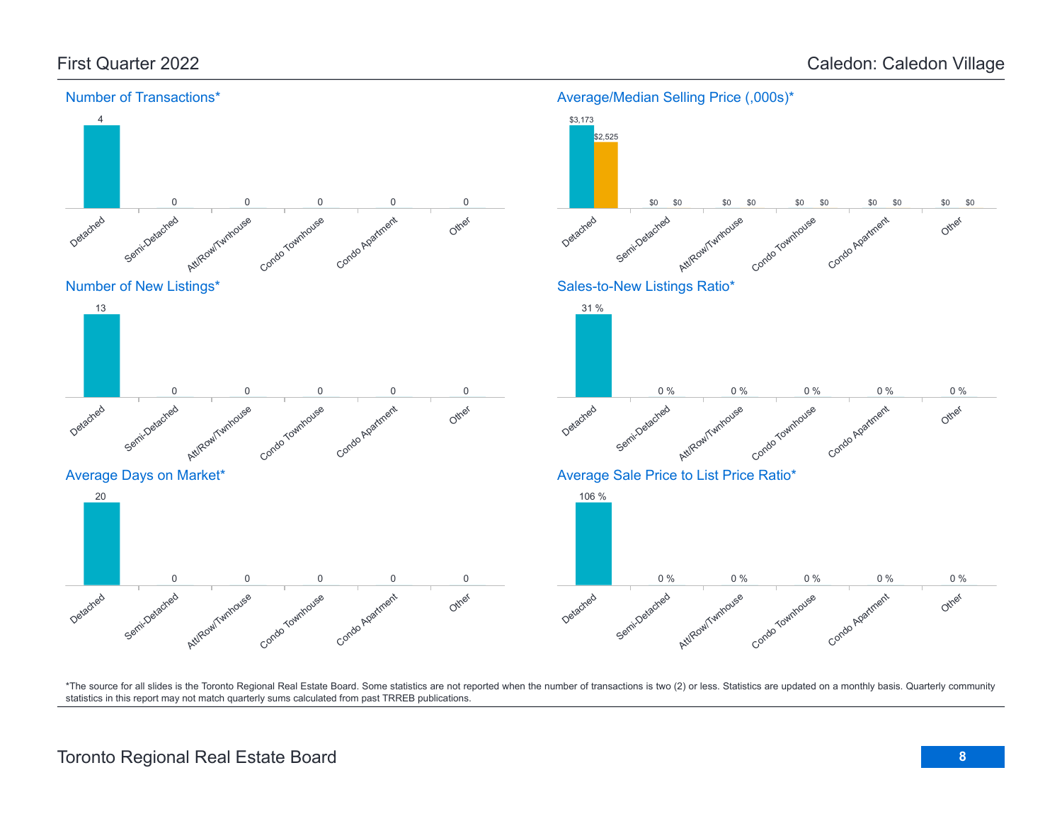First Quarter 2022

Caledon: Caledon Village

## Number of Transactions*

| Detached | Semi-Detached | Att/Row/Twnhouse | Condo Townhouse | Condo Apartment | Other |
|---|---|---|---|---|---|
| 4 | 0 | 0 | 0 | 0 | 0 |

## Average/Median Selling Price (,000s)*

| | Detached | Semi-Detached | Att/Row/Twnhouse | Condo Townhouse | Condo Apartment | Other |
|---|---|---|---|---|---|---|
| Average | $3,173 | $0 | $0 | $0 | $0 | $0 |
| Median | $2,525 | $0 | $0 | $0 | $0 | $0 |

## Number of New Listings*

| Detached | Semi-Detached | Att/Row/Twnhouse | Condo Townhouse | Condo Apartment | Other |
|---|---|---|---|---|---|
| 13 | 0 | 0 | 0 | 0 | 0 |

## Sales-to-New Listings Ratio*

| Detached | Semi-Detached | Att/Row/Twnhouse | Condo Townhouse | Condo Apartment | Other |
|---|---|---|---|---|---|
| 31 % | 0 % | 0 % | 0 % | 0 % | 0 % |

## Average Days on Market*

| Detached | Semi-Detached | Att/Row/Twnhouse | Condo Townhouse | Condo Apartment | Other |
|---|---|---|---|---|---|
| 20 | 0 | 0 | 0 | 0 | 0 |

## Average Sale Price to List Price Ratio*

| Detached | Semi-Detached | Att/Row/Twnhouse | Condo Townhouse | Condo Apartment | Other |
|---|---|---|---|---|---|
| 106 % | 0 % | 0 % | 0 % | 0 % | 0 % |

*The source for all slides is the Toronto Regional Real Estate Board. Some statistics are not reported when the number of transactions is two (2) or less. Statistics are updated on a monthly basis. Quarterly community statistics in this report may not match quarterly sums calculated from past TRREB publications.

Toronto Regional Real Estate Board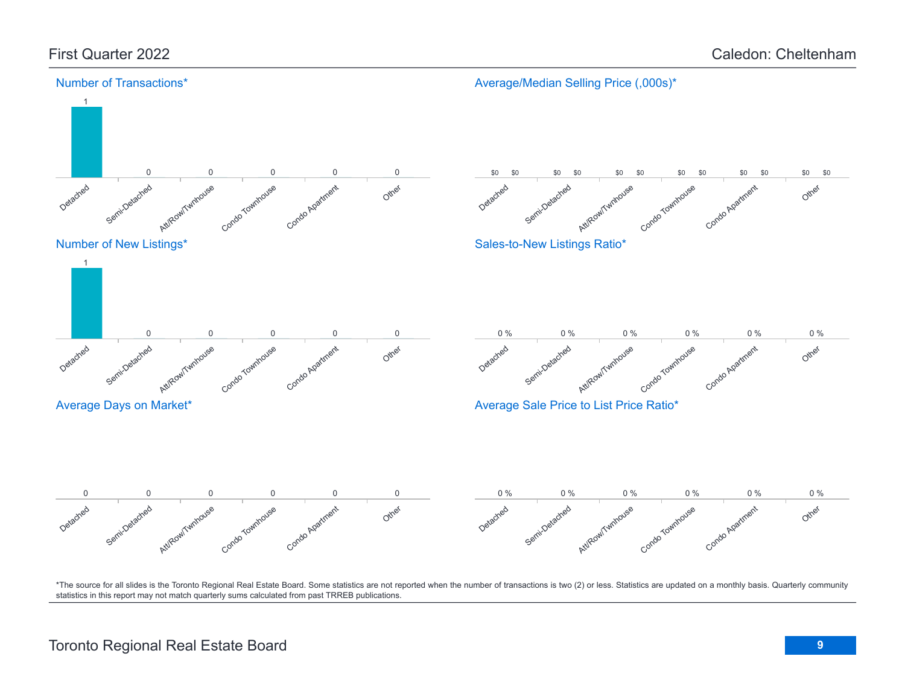# First Quarter 2022 — Caledon: Cheltenham

## Number of Transactions*

| Detached | Semi-Detached | Att/Row/Twnhouse | Condo Townhouse | Condo Apartment | Other |
|---|---|---|---|---|---|
| 1 | 0 | 0 | 0 | 0 | 0 |

## Average/Median Selling Price (,000s)*

| Detached | Semi-Detached | Att/Row/Twnhouse | Condo Townhouse | Condo Apartment | Other |
|---|---|---|---|---|---|
| $0 / $0 | $0 / $0 | $0 / $0 | $0 / $0 | $0 / $0 | $0 / $0 |

## Number of New Listings*

| Detached | Semi-Detached | Att/Row/Twnhouse | Condo Townhouse | Condo Apartment | Other |
|---|---|---|---|---|---|
| 1 | 0 | 0 | 0 | 0 | 0 |

## Sales-to-New Listings Ratio*

| Detached | Semi-Detached | Att/Row/Twnhouse | Condo Townhouse | Condo Apartment | Other |
|---|---|---|---|---|---|
| 0 % | 0 % | 0 % | 0 % | 0 % | 0 % |

## Average Days on Market*

| Detached | Semi-Detached | Att/Row/Twnhouse | Condo Townhouse | Condo Apartment | Other |
|---|---|---|---|---|---|
| 0 | 0 | 0 | 0 | 0 | 0 |

## Average Sale Price to List Price Ratio*

| Detached | Semi-Detached | Att/Row/Twnhouse | Condo Townhouse | Condo Apartment | Other |
|---|---|---|---|---|---|
| 0 % | 0 % | 0 % | 0 % | 0 % | 0 % |

*The source for all slides is the Toronto Regional Real Estate Board. Some statistics are not reported when the number of transactions is two (2) or less. Statistics are updated on a monthly basis. Quarterly community statistics in this report may not match quarterly sums calculated from past TRREB publications.

Toronto Regional Real Estate Board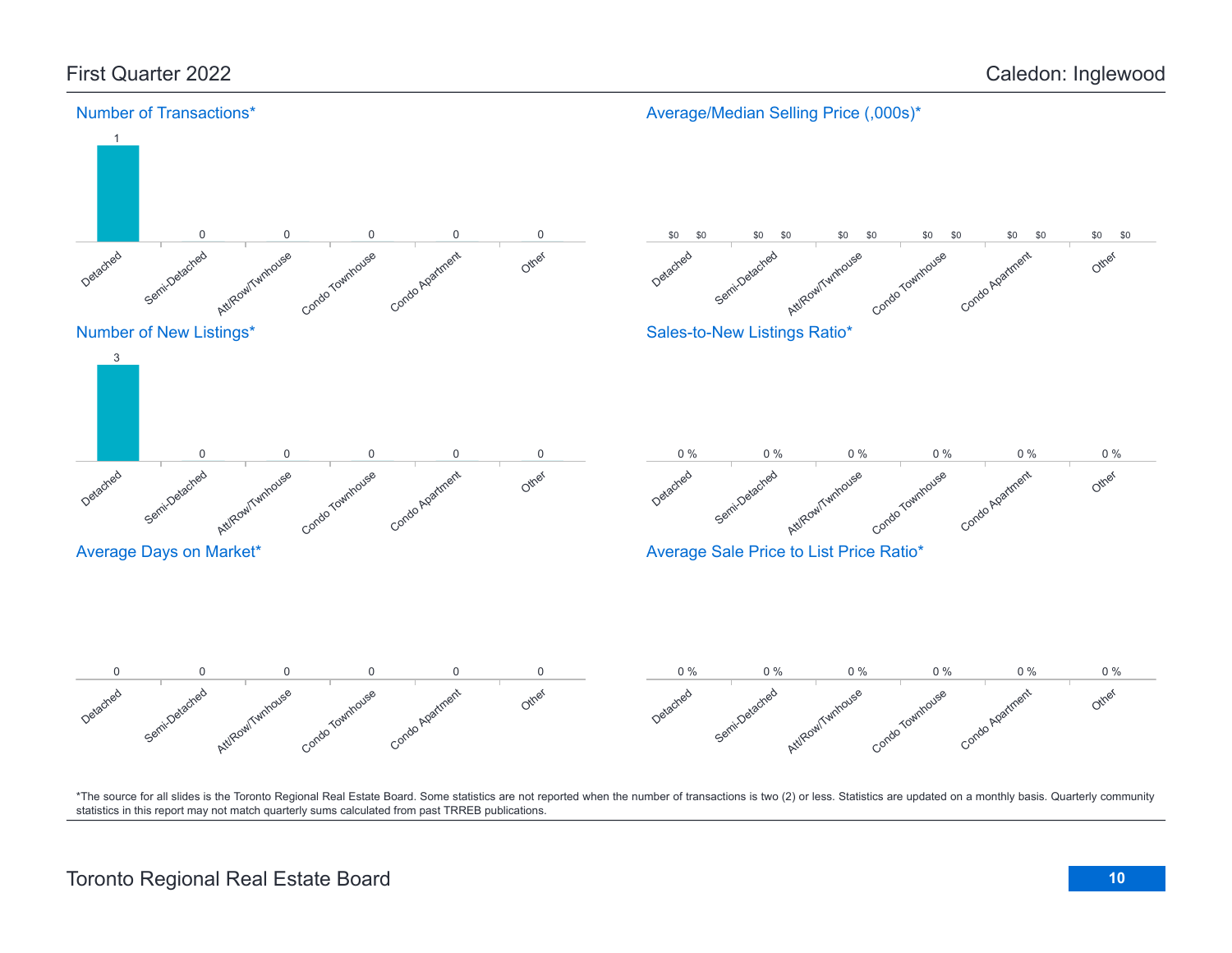# First Quarter 2022

# Caledon: Inglewood

## Number of Transactions*

| Detached | Semi-Detached | Att/Row/Twnhouse | Condo Townhouse | Condo Apartment | Other |
|---|---|---|---|---|---|
| 1 | 0 | 0 | 0 | 0 | 0 |

## Average/Median Selling Price (,000s)*

| | Detached | Semi-Detached | Att/Row/Twnhouse | Condo Townhouse | Condo Apartment | Other |
|---|---|---|---|---|---|---|
| Average | $0 | $0 | $0 | $0 | $0 | $0 |
| Median | $0 | $0 | $0 | $0 | $0 | $0 |

## Number of New Listings*

| Detached | Semi-Detached | Att/Row/Twnhouse | Condo Townhouse | Condo Apartment | Other |
|---|---|---|---|---|---|
| 3 | 0 | 0 | 0 | 0 | 0 |

## Sales-to-New Listings Ratio*

| Detached | Semi-Detached | Att/Row/Twnhouse | Condo Townhouse | Condo Apartment | Other |
|---|---|---|---|---|---|
| 0 % | 0 % | 0 % | 0 % | 0 % | 0 % |

## Average Days on Market*

| Detached | Semi-Detached | Att/Row/Twnhouse | Condo Townhouse | Condo Apartment | Other |
|---|---|---|---|---|---|
| 0 | 0 | 0 | 0 | 0 | 0 |

## Average Sale Price to List Price Ratio*

| Detached | Semi-Detached | Att/Row/Twnhouse | Condo Townhouse | Condo Apartment | Other |
|---|---|---|---|---|---|
| 0 % | 0 % | 0 % | 0 % | 0 % | 0 % |

*The source for all slides is the Toronto Regional Real Estate Board. Some statistics are not reported when the number of transactions is two (2) or less. Statistics are updated on a monthly basis. Quarterly community statistics in this report may not match quarterly sums calculated from past TRREB publications.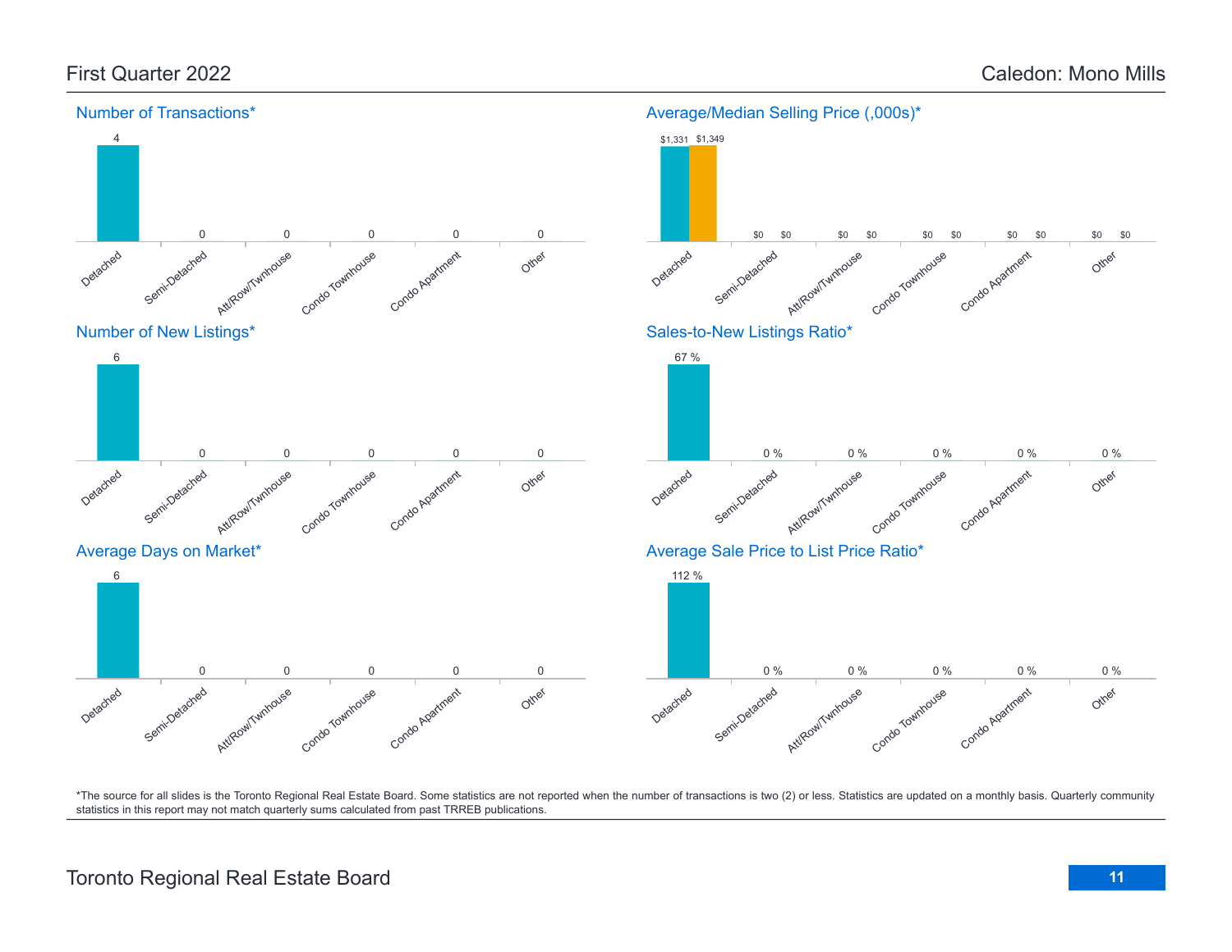# First Quarter 2022

# Caledon: Mono Mills

## Number of Transactions*

| Detached | Semi-Detached | Att/Row/Twnhouse | Condo Townhouse | Condo Apartment | Other |
|---|---|---|---|---|---|
| 4 | 0 | 0 | 0 | 0 | 0 |

## Average/Median Selling Price (,000s)*

| | Detached | Semi-Detached | Att/Row/Twnhouse | Condo Townhouse | Condo Apartment | Other |
|---|---|---|---|---|---|---|
| Average | $1,331 | $0 | $0 | $0 | $0 | $0 |
| Median | $1,349 | $0 | $0 | $0 | $0 | $0 |

## Number of New Listings*

| Detached | Semi-Detached | Att/Row/Twnhouse | Condo Townhouse | Condo Apartment | Other |
|---|---|---|---|---|---|
| 6 | 0 | 0 | 0 | 0 | 0 |

## Sales-to-New Listings Ratio*

| Detached | Semi-Detached | Att/Row/Twnhouse | Condo Townhouse | Condo Apartment | Other |
|---|---|---|---|---|---|
| 67 % | 0 % | 0 % | 0 % | 0 % | 0 % |

## Average Days on Market*

| Detached | Semi-Detached | Att/Row/Twnhouse | Condo Townhouse | Condo Apartment | Other |
|---|---|---|---|---|---|
| 6 | 0 | 0 | 0 | 0 | 0 |

## Average Sale Price to List Price Ratio*

| Detached | Semi-Detached | Att/Row/Twnhouse | Condo Townhouse | Condo Apartment | Other |
|---|---|---|---|---|---|
| 112 % | 0 % | 0 % | 0 % | 0 % | 0 % |

*The source for all slides is the Toronto Regional Real Estate Board. Some statistics are not reported when the number of transactions is two (2) or less. Statistics are updated on a monthly basis. Quarterly community statistics in this report may not match quarterly sums calculated from past TRREB publications.

Toronto Regional Real Estate Board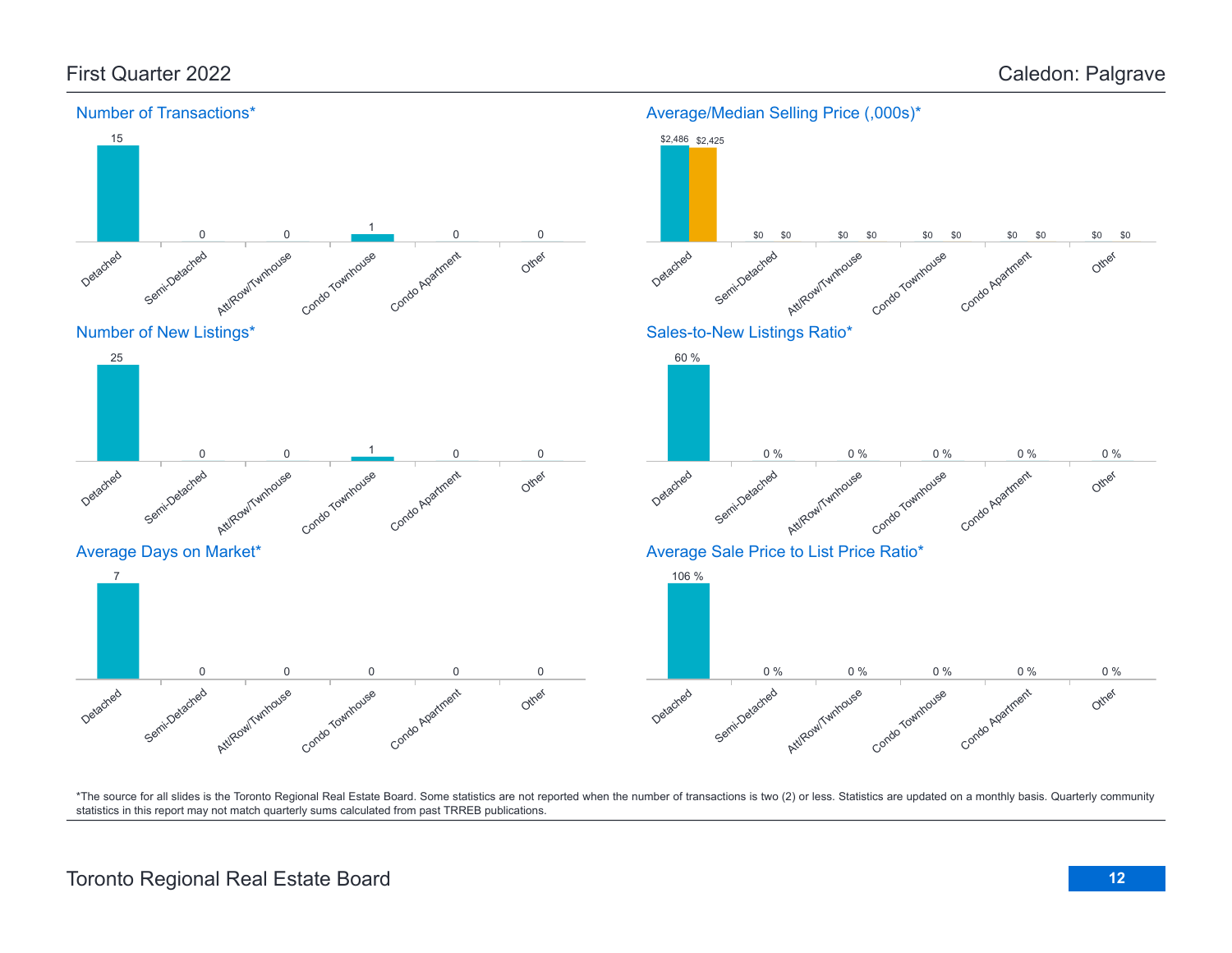## First Quarter 2022

## Caledon: Palgrave

### Number of Transactions*

| Detached | Semi-Detached | Att/Row/Twnhouse | Condo Townhouse | Condo Apartment | Other |
| --- | --- | --- | --- | --- | --- |
| 15 | 0 | 0 | 1 | 0 | 0 |

### Average/Median Selling Price (,000s)*

| | Detached | Semi-Detached | Att/Row/Twnhouse | Condo Townhouse | Condo Apartment | Other |
| --- | --- | --- | --- | --- | --- | --- |
| Average | $2,486 | $0 | $0 | $0 | $0 | $0 |
| Median | $2,425 | $0 | $0 | $0 | $0 | $0 |

### Number of New Listings*

| Detached | Semi-Detached | Att/Row/Twnhouse | Condo Townhouse | Condo Apartment | Other |
| --- | --- | --- | --- | --- | --- |
| 25 | 0 | 0 | 1 | 0 | 0 |

### Sales-to-New Listings Ratio*

| Detached | Semi-Detached | Att/Row/Twnhouse | Condo Townhouse | Condo Apartment | Other |
| --- | --- | --- | --- | --- | --- |
| 60 % | 0 % | 0 % | 0 % | 0 % | 0 % |

### Average Days on Market*

| Detached | Semi-Detached | Att/Row/Twnhouse | Condo Townhouse | Condo Apartment | Other |
| --- | --- | --- | --- | --- | --- |
| 7 | 0 | 0 | 0 | 0 | 0 |

### Average Sale Price to List Price Ratio*

| Detached | Semi-Detached | Att/Row/Twnhouse | Condo Townhouse | Condo Apartment | Other |
| --- | --- | --- | --- | --- | --- |
| 106 % | 0 % | 0 % | 0 % | 0 % | 0 % |

*The source for all slides is the Toronto Regional Real Estate Board. Some statistics are not reported when the number of transactions is two (2) or less. Statistics are updated on a monthly basis. Quarterly community statistics in this report may not match quarterly sums calculated from past TRREB publications.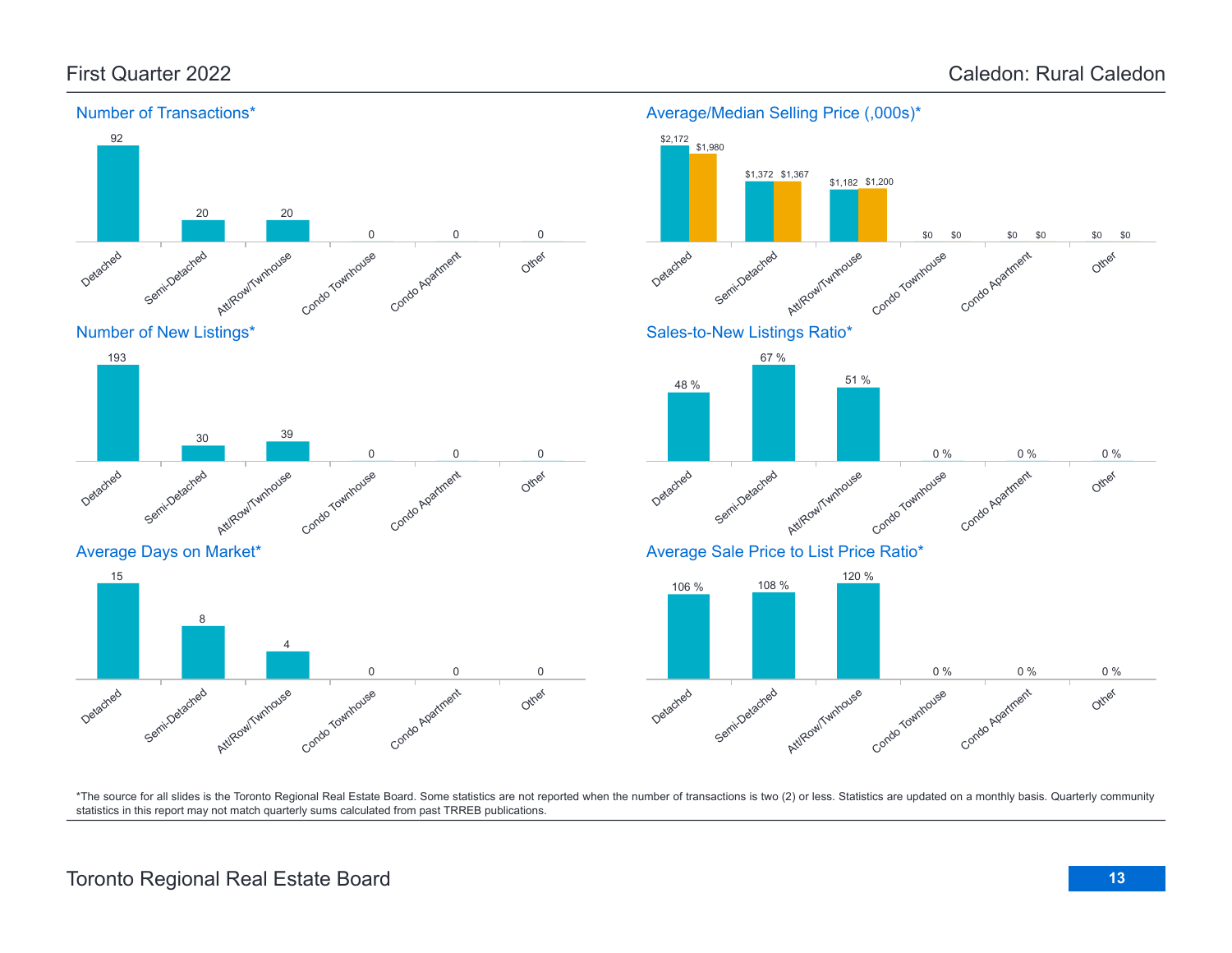First Quarter 2022

Caledon: Rural Caledon

### Number of Transactions*

92
20
20
0
0
0

Detached
Semi-Detached
Att/Row/Twnhouse
Condo Townhouse
Condo Apartment
Other

### Average/Median Selling Price (,000s)*

$2,172
$1,980
$1,372
$1,367
$1,182
$1,200
$0
$0
$0
$0
$0
$0

Detached
Semi-Detached
Att/Row/Twnhouse
Condo Townhouse
Condo Apartment
Other

### Number of New Listings*

193
30
39
0
0
0

Detached
Semi-Detached
Att/Row/Twnhouse
Condo Townhouse
Condo Apartment
Other

### Sales-to-New Listings Ratio*

48 %
67 %
51 %
0 %
0 %
0 %

Detached
Semi-Detached
Att/Row/Twnhouse
Condo Townhouse
Condo Apartment
Other

### Average Days on Market*

15
8
4
0
0
0

Detached
Semi-Detached
Att/Row/Twnhouse
Condo Townhouse
Condo Apartment
Other

### Average Sale Price to List Price Ratio*

106 %
108 %
120 %
0 %
0 %
0 %

Detached
Semi-Detached
Att/Row/Twnhouse
Condo Townhouse
Condo Apartment
Other

*The source for all slides is the Toronto Regional Real Estate Board. Some statistics are not reported when the number of transactions is two (2) or less. Statistics are updated on a monthly basis. Quarterly community statistics in this report may not match quarterly sums calculated from past TRREB publications.

Toronto Regional Real Estate Board